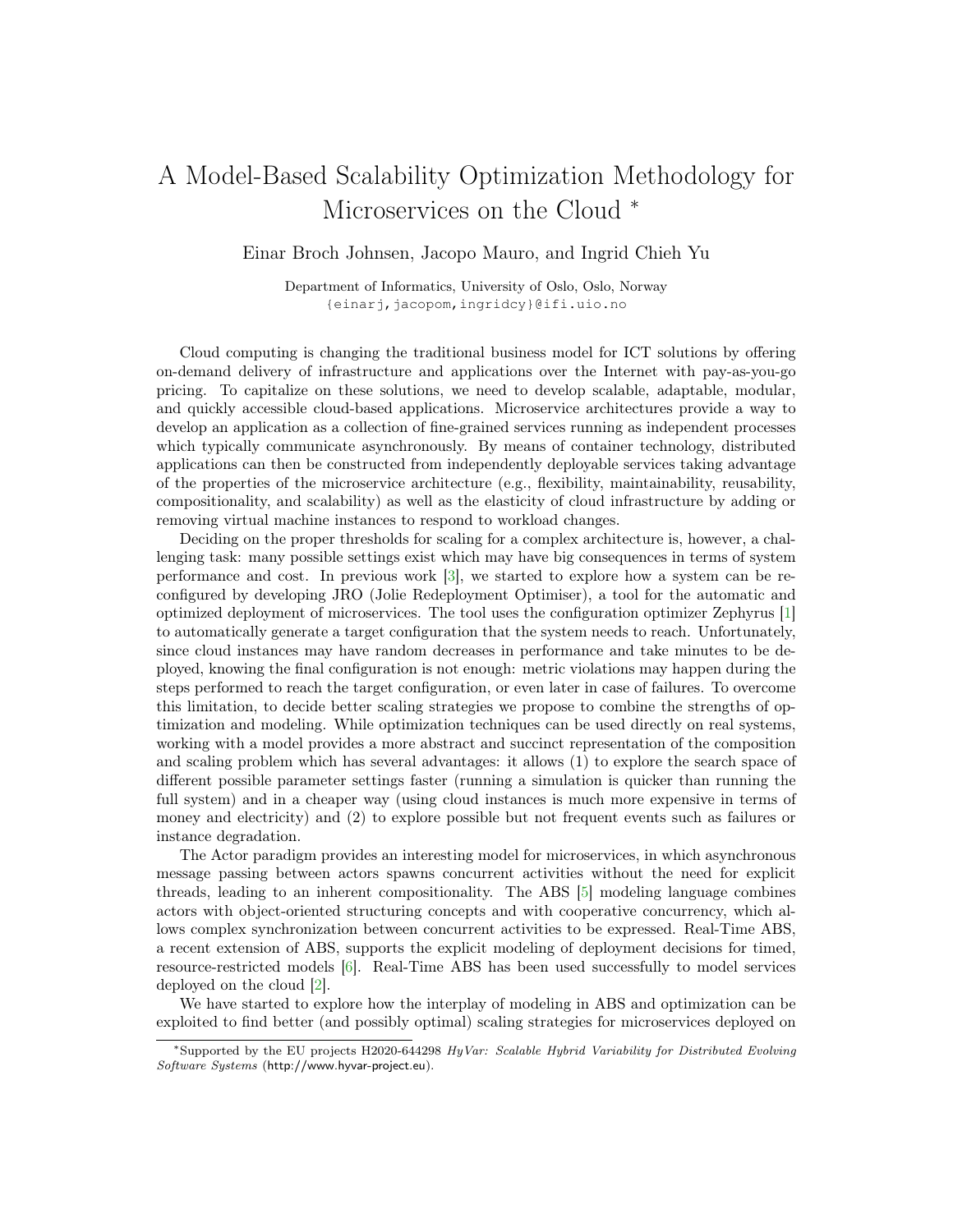# A Model-Based Scalability Optimization Methodology for Microservices on the Cloud *

Einar Broch Johnsen, Jacopo Mauro, and Ingrid Chieh Yu

Department of Informatics, University of Oslo, Oslo, Norway
{einarj,jacopom,ingridcy}@ifi.uio.no

Cloud computing is changing the traditional business model for ICT solutions by offering on-demand delivery of infrastructure and applications over the Internet with pay-as-you-go pricing. To capitalize on these solutions, we need to develop scalable, adaptable, modular, and quickly accessible cloud-based applications. Microservice architectures provide a way to develop an application as a collection of fine-grained services running as independent processes which typically communicate asynchronously. By means of container technology, distributed applications can then be constructed from independently deployable services taking advantage of the properties of the microservice architecture (e.g., flexibility, maintainability, reusability, compositionality, and scalability) as well as the elasticity of cloud infrastructure by adding or removing virtual machine instances to respond to workload changes.

Deciding on the proper thresholds for scaling for a complex architecture is, however, a challenging task: many possible settings exist which may have big consequences in terms of system performance and cost. In previous work [3], we started to explore how a system can be reconfigured by developing JRO (Jolie Redeployment Optimiser), a tool for the automatic and optimized deployment of microservices. The tool uses the configuration optimizer Zephyrus [1] to automatically generate a target configuration that the system needs to reach. Unfortunately, since cloud instances may have random decreases in performance and take minutes to be deployed, knowing the final configuration is not enough: metric violations may happen during the steps performed to reach the target configuration, or even later in case of failures. To overcome this limitation, to decide better scaling strategies we propose to combine the strengths of optimization and modeling. While optimization techniques can be used directly on real systems, working with a model provides a more abstract and succinct representation of the composition and scaling problem which has several advantages: it allows (1) to explore the search space of different possible parameter settings faster (running a simulation is quicker than running the full system) and in a cheaper way (using cloud instances is much more expensive in terms of money and electricity) and (2) to explore possible but not frequent events such as failures or instance degradation.

The Actor paradigm provides an interesting model for microservices, in which asynchronous message passing between actors spawns concurrent activities without the need for explicit threads, leading to an inherent compositionality. The ABS [5] modeling language combines actors with object-oriented structuring concepts and with cooperative concurrency, which allows complex synchronization between concurrent activities to be expressed. Real-Time ABS, a recent extension of ABS, supports the explicit modeling of deployment decisions for timed, resource-restricted models [6]. Real-Time ABS has been used successfully to model services deployed on the cloud [2].

We have started to explore how the interplay of modeling in ABS and optimization can be exploited to find better (and possibly optimal) scaling strategies for microservices deployed on

*Supported by the EU projects H2020-644298 *HyVar: Scalable Hybrid Variability for Distributed Evolving Software Systems* (http://www.hyvar-project.eu).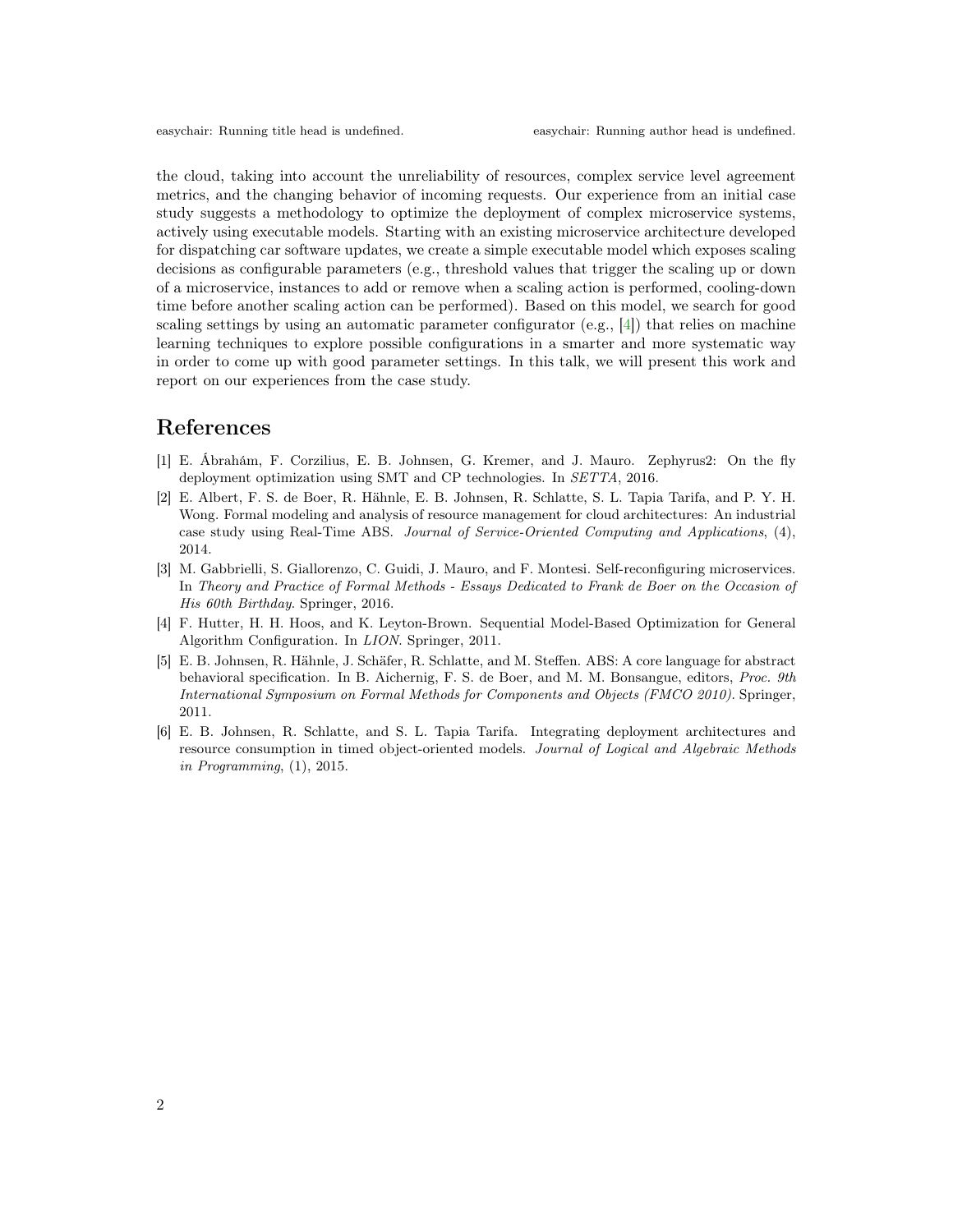the cloud, taking into account the unreliability of resources, complex service level agreement metrics, and the changing behavior of incoming requests. Our experience from an initial case study suggests a methodology to optimize the deployment of complex microservice systems, actively using executable models. Starting with an existing microservice architecture developed for dispatching car software updates, we create a simple executable model which exposes scaling decisions as configurable parameters (e.g., threshold values that trigger the scaling up or down of a microservice, instances to add or remove when a scaling action is performed, cooling-down time before another scaling action can be performed). Based on this model, we search for good scaling settings by using an automatic parameter configurator (e.g., [4]) that relies on machine learning techniques to explore possible configurations in a smarter and more systematic way in order to come up with good parameter settings. In this talk, we will present this work and report on our experiences from the case study.

## References

[1] E. Ábrahám, F. Corzilius, E. B. Johnsen, G. Kremer, and J. Mauro. Zephyrus2: On the fly deployment optimization using SMT and CP technologies. In *SETTA*, 2016.

[2] E. Albert, F. S. de Boer, R. Hähnle, E. B. Johnsen, R. Schlatte, S. L. Tapia Tarifa, and P. Y. H. Wong. Formal modeling and analysis of resource management for cloud architectures: An industrial case study using Real-Time ABS. *Journal of Service-Oriented Computing and Applications*, (4), 2014.

[3] M. Gabbrielli, S. Giallorenzo, C. Guidi, J. Mauro, and F. Montesi. Self-reconfiguring microservices. In *Theory and Practice of Formal Methods - Essays Dedicated to Frank de Boer on the Occasion of His 60th Birthday*. Springer, 2016.

[4] F. Hutter, H. H. Hoos, and K. Leyton-Brown. Sequential Model-Based Optimization for General Algorithm Configuration. In *LION*. Springer, 2011.

[5] E. B. Johnsen, R. Hähnle, J. Schäfer, R. Schlatte, and M. Steffen. ABS: A core language for abstract behavioral specification. In B. Aichernig, F. S. de Boer, and M. M. Bonsangue, editors, *Proc. 9th International Symposium on Formal Methods for Components and Objects (FMCO 2010)*. Springer, 2011.

[6] E. B. Johnsen, R. Schlatte, and S. L. Tapia Tarifa. Integrating deployment architectures and resource consumption in timed object-oriented models. *Journal of Logical and Algebraic Methods in Programming*, (1), 2015.